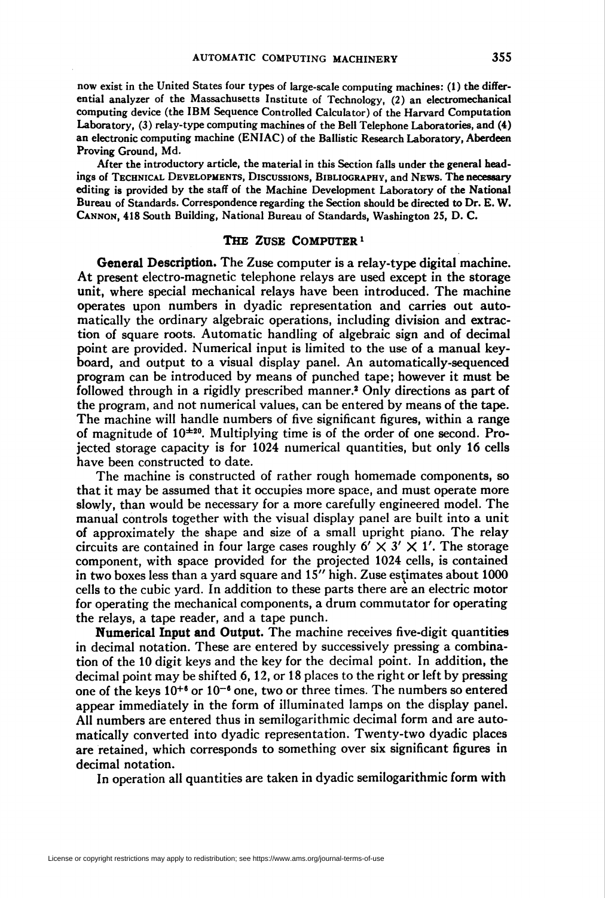now exist in the United States four types of large-scale computing machines: (1) the differential analyzer of the Massachusetts Institute of Technology, (2) an electromechanical computing device (the IBM Sequence Controlled Calculator) of the Harvard Computation Laboratory, (3) relay-type computing machines of the Bell Telephone Laboratories, and (4) an electronic computing machine (ENIAC) of the Ballistic Research Laboratory, Aberdeen Proving Ground, Md.

After the introductory article, the material in this Section falls under the general headings of TECHNICAL DEVELOPMENTS, DISCUSSIONS, BIBLIOGRAPHY, and NEWS. The necessary editing is provided by the staff of the Machine Development Laboratory of the National Bureau of Standards. Correspondence regarding the Section should be directed to Dr. E. W. CANNON, 418 South Building, National Bureau of Standards, Washington 25, D. C.

## THE ZUSE COMPUTER[1]

**General Description.** The Zuse computer is a relay-type digital machine. At present electro-magnetic telephone relays are used except in the storage unit, where special mechanical relays have been introduced. The machine operates upon numbers in dyadic representation and carries out automatically the ordinary algebraic operations, including division and extraction of square roots. Automatic handling of algebraic sign and of decimal point are provided. Numerical input is limited to the use of a manual keyboard, and output to a visual display panel. An automatically-sequenced program can be introduced by means of punched tape; however it must be followed through in a rigidly prescribed manner.[2] Only directions as part of the program, and not numerical values, can be entered by means of the tape. The machine will handle numbers of five significant figures, within a range of magnitude of $10^{\pm 20}$. Multiplying time is of the order of one second. Projected storage capacity is for 1024 numerical quantities, but only 16 cells have been constructed to date.

The machine is constructed of rather rough homemade components, so that it may be assumed that it occupies more space, and must operate more slowly, than would be necessary for a more carefully engineered model. The manual controls together with the visual display panel are built into a unit of approximately the shape and size of a small upright piano. The relay circuits are contained in four large cases roughly 6′ × 3′ × 1′. The storage component, with space provided for the projected 1024 cells, is contained in two boxes less than a yard square and 15″ high. Zuse estimates about 1000 cells to the cubic yard. In addition to these parts there are an electric motor for operating the mechanical components, a drum commutator for operating the relays, a tape reader, and a tape punch.

**Numerical Input and Output.** The machine receives five-digit quantities in decimal notation. These are entered by successively pressing a combination of the 10 digit keys and the key for the decimal point. In addition, the decimal point may be shifted 6, 12, or 18 places to the right or left by pressing one of the keys $10^{+6}$ or $10^{-6}$ one, two or three times. The numbers so entered appear immediately in the form of illuminated lamps on the display panel. All numbers are entered thus in semilogarithmic decimal form and are automatically converted into dyadic representation. Twenty-two dyadic places are retained, which corresponds to something over six significant figures in decimal notation.

In operation all quantities are taken in dyadic semilogarithmic form with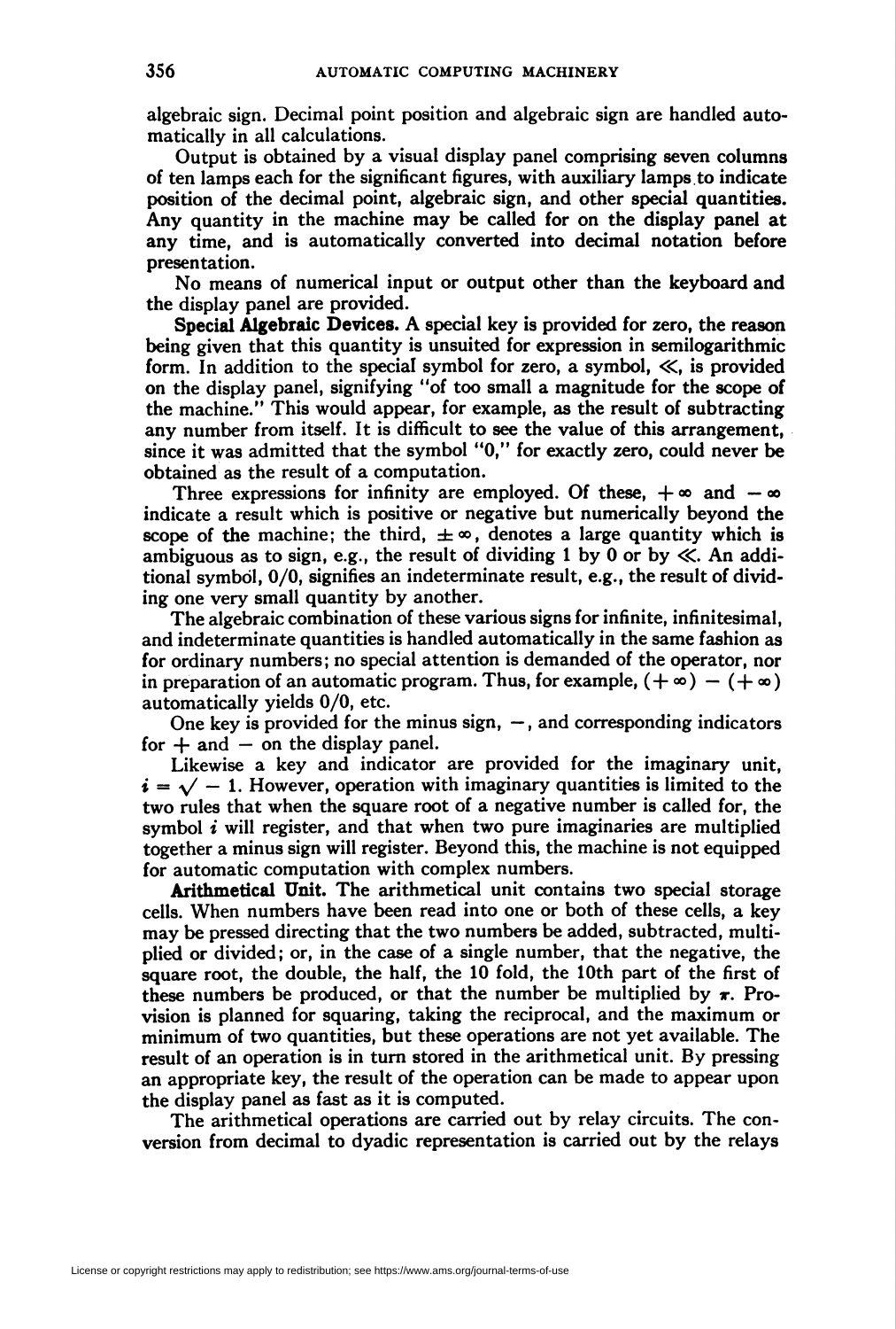algebraic sign. Decimal point position and algebraic sign are handled automatically in all calculations.

Output is obtained by a visual display panel comprising seven columns of ten lamps each for the significant figures, with auxiliary lamps to indicate position of the decimal point, algebraic sign, and other special quantities. Any quantity in the machine may be called for on the display panel at any time, and is automatically converted into decimal notation before presentation.

No means of numerical input or output other than the keyboard and the display panel are provided.

**Special Algebraic Devices.** A special key is provided for zero, the reason being given that this quantity is unsuited for expression in semilogarithmic form. In addition to the special symbol for zero, a symbol, $\ll$, is provided on the display panel, signifying "of too small a magnitude for the scope of the machine." This would appear, for example, as the result of subtracting any number from itself. It is difficult to see the value of this arrangement, since it was admitted that the symbol "0," for exactly zero, could never be obtained as the result of a computation.

Three expressions for infinity are employed. Of these, $+\infty$ and $-\infty$ indicate a result which is positive or negative but numerically beyond the scope of the machine; the third, $\pm\infty$, denotes a large quantity which is ambiguous as to sign, e.g., the result of dividing 1 by 0 or by $\ll$. An additional symbol, 0/0, signifies an indeterminate result, e.g., the result of dividing one very small quantity by another.

The algebraic combination of these various signs for infinite, infinitesimal, and indeterminate quantities is handled automatically in the same fashion as for ordinary numbers; no special attention is demanded of the operator, nor in preparation of an automatic program. Thus, for example, $(+\infty) - (+\infty)$ automatically yields 0/0, etc.

One key is provided for the minus sign, $-$, and corresponding indicators for $+$ and $-$ on the display panel.

Likewise a key and indicator are provided for the imaginary unit, $i = \sqrt{-1}$. However, operation with imaginary quantities is limited to the two rules that when the square root of a negative number is called for, the symbol $i$ will register, and that when two pure imaginaries are multiplied together a minus sign will register. Beyond this, the machine is not equipped for automatic computation with complex numbers.

**Arithmetical Unit.** The arithmetical unit contains two special storage cells. When numbers have been read into one or both of these cells, a key may be pressed directing that the two numbers be added, subtracted, multiplied or divided; or, in the case of a single number, that the negative, the square root, the double, the half, the 10 fold, the 10th part of the first of these numbers be produced, or that the number be multiplied by $\pi$. Provision is planned for squaring, taking the reciprocal, and the maximum or minimum of two quantities, but these operations are not yet available. The result of an operation is in turn stored in the arithmetical unit. By pressing an appropriate key, the result of the operation can be made to appear upon the display panel as fast as it is computed.

The arithmetical operations are carried out by relay circuits. The conversion from decimal to dyadic representation is carried out by the relays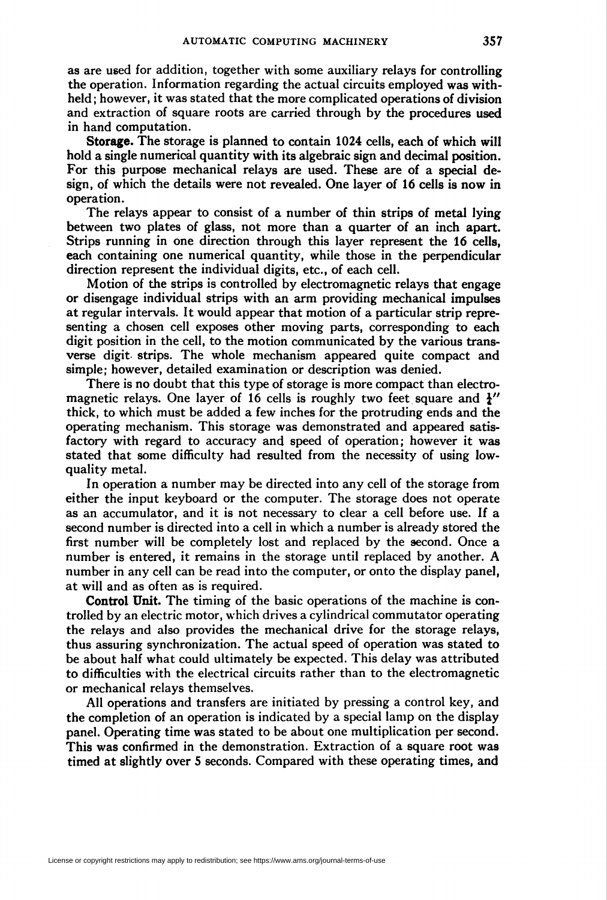as are used for addition, together with some auxiliary relays for controlling the operation. Information regarding the actual circuits employed was withheld; however, it was stated that the more complicated operations of division and extraction of square roots are carried through by the procedures used in hand computation.

**Storage.** The storage is planned to contain 1024 cells, each of which will hold a single numerical quantity with its algebraic sign and decimal position. For this purpose mechanical relays are used. These are of a special design, of which the details were not revealed. One layer of 16 cells is now in operation.

The relays appear to consist of a number of thin strips of metal lying between two plates of glass, not more than a quarter of an inch apart. Strips running in one direction through this layer represent the 16 cells, each containing one numerical quantity, while those in the perpendicular direction represent the individual digits, etc., of each cell.

Motion of the strips is controlled by electromagnetic relays that engage or disengage individual strips with an arm providing mechanical impulses at regular intervals. It would appear that motion of a particular strip representing a chosen cell exposes other moving parts, corresponding to each digit position in the cell, to the motion communicated by the various transverse digit strips. The whole mechanism appeared quite compact and simple; however, detailed examination or description was denied.

There is no doubt that this type of storage is more compact than electromagnetic relays. One layer of 16 cells is roughly two feet square and $\frac{1}{4}''$ thick, to which must be added a few inches for the protruding ends and the operating mechanism. This storage was demonstrated and appeared satisfactory with regard to accuracy and speed of operation; however it was stated that some difficulty had resulted from the necessity of using low-quality metal.

In operation a number may be directed into any cell of the storage from either the input keyboard or the computer. The storage does not operate as an accumulator, and it is not necessary to clear a cell before use. If a second number is directed into a cell in which a number is already stored the first number will be completely lost and replaced by the second. Once a number is entered, it remains in the storage until replaced by another. A number in any cell can be read into the computer, or onto the display panel, at will and as often as is required.

**Control Unit.** The timing of the basic operations of the machine is controlled by an electric motor, which drives a cylindrical commutator operating the relays and also provides the mechanical drive for the storage relays, thus assuring synchronization. The actual speed of operation was stated to be about half what could ultimately be expected. This delay was attributed to difficulties with the electrical circuits rather than to the electromagnetic or mechanical relays themselves.

All operations and transfers are initiated by pressing a control key, and the completion of an operation is indicated by a special lamp on the display panel. Operating time was stated to be about one multiplication per second. This was confirmed in the demonstration. Extraction of a square root was timed at slightly over 5 seconds. Compared with these operating times, and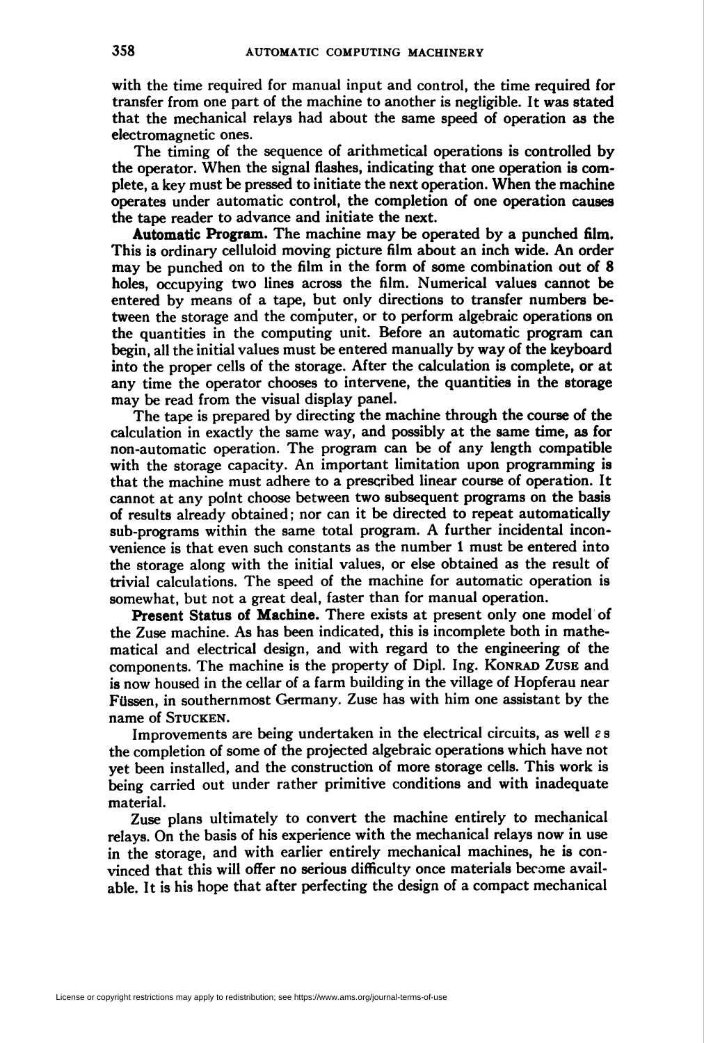with the time required for manual input and control, the time required for transfer from one part of the machine to another is negligible. It was stated that the mechanical relays had about the same speed of operation as the electromagnetic ones.

The timing of the sequence of arithmetical operations is controlled by the operator. When the signal flashes, indicating that one operation is complete, a key must be pressed to initiate the next operation. When the machine operates under automatic control, the completion of one operation causes the tape reader to advance and initiate the next.

**Automatic Program.** The machine may be operated by a punched film. This is ordinary celluloid moving picture film about an inch wide. An order may be punched on to the film in the form of some combination out of 8 holes, occupying two lines across the film. Numerical values cannot be entered by means of a tape, but only directions to transfer numbers between the storage and the computer, or to perform algebraic operations on the quantities in the computing unit. Before an automatic program can begin, all the initial values must be entered manually by way of the keyboard into the proper cells of the storage. After the calculation is complete, or at any time the operator chooses to intervene, the quantities in the storage may be read from the visual display panel.

The tape is prepared by directing the machine through the course of the calculation in exactly the same way, and possibly at the same time, as for non-automatic operation. The program can be of any length compatible with the storage capacity. An important limitation upon programming is that the machine must adhere to a prescribed linear course of operation. It cannot at any point choose between two subsequent programs on the basis of results already obtained; nor can it be directed to repeat automatically sub-programs within the same total program. A further incidental inconvenience is that even such constants as the number 1 must be entered into the storage along with the initial values, or else obtained as the result of trivial calculations. The speed of the machine for automatic operation is somewhat, but not a great deal, faster than for manual operation.

**Present Status of Machine.** There exists at present only one model of the Zuse machine. As has been indicated, this is incomplete both in mathematical and electrical design, and with regard to the engineering of the components. The machine is the property of Dipl. Ing. KONRAD ZUSE and is now housed in the cellar of a farm building in the village of Hopferau near Füssen, in southernmost Germany. Zuse has with him one assistant by the name of STUCKEN.

Improvements are being undertaken in the electrical circuits, as well as the completion of some of the projected algebraic operations which have not yet been installed, and the construction of more storage cells. This work is being carried out under rather primitive conditions and with inadequate material.

Zuse plans ultimately to convert the machine entirely to mechanical relays. On the basis of his experience with the mechanical relays now in use in the storage, and with earlier entirely mechanical machines, he is convinced that this will offer no serious difficulty once materials become available. It is his hope that after perfecting the design of a compact mechanical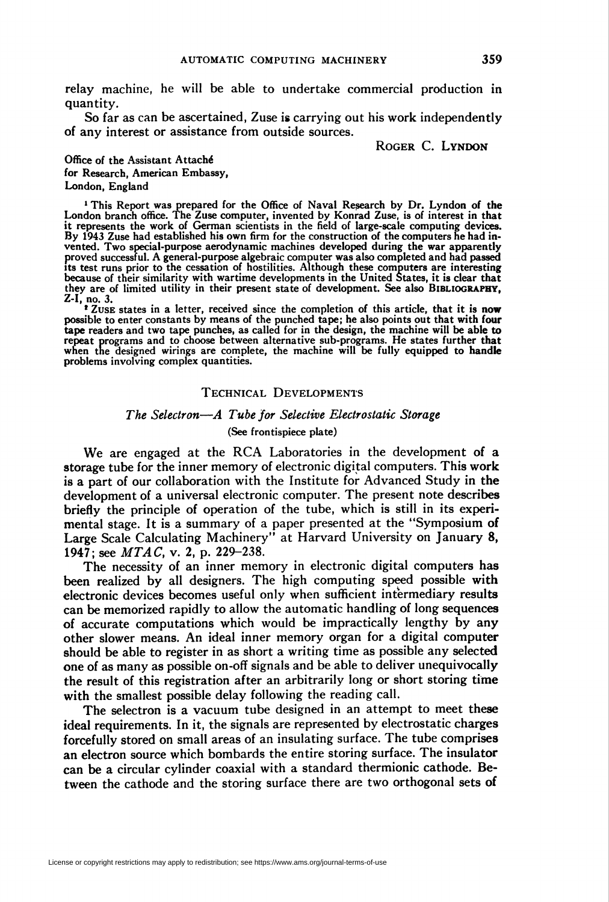relay machine, he will be able to undertake commercial production in quantity.

So far as can be ascertained, Zuse is carrying out his work independently of any interest or assistance from outside sources.

Roger C. Lyndon

Office of the Assistant Attaché
for Research, American Embassy,
London, England

[1] This Report was prepared for the Office of Naval Research by Dr. Lyndon of the London branch office. The Zuse computer, invented by Konrad Zuse, is of interest in that it represents the work of German scientists in the field of large-scale computing devices. By 1943 Zuse had established his own firm for the construction of the computers he had invented. Two special-purpose aerodynamic machines developed during the war apparently proved successful. A general-purpose algebraic computer was also completed and had passed its test runs prior to the cessation of hostilities. Although these computers are interesting because of their similarity with wartime developments in the United States, it is clear that they are of limited utility in their present state of development. See also **Bibliography**, Z-I, no. 3.

[2] Zuse states in a letter, received since the completion of this article, that it is now possible to enter constants by means of the punched tape; he also points out that with four tape readers and two tape punches, as called for in the design, the machine will be able to repeat programs and to choose between alternative sub-programs. He states further that when the designed wirings are complete, the machine will be fully equipped to handle problems involving complex quantities.

## Technical Developments

### *The Selectron—A Tube for Selective Electrostatic Storage*

(See frontispiece plate)

We are engaged at the RCA Laboratories in the development of a storage tube for the inner memory of electronic digital computers. This work is a part of our collaboration with the Institute for Advanced Study in the development of a universal electronic computer. The present note describes briefly the principle of operation of the tube, which is still in its experimental stage. It is a summary of a paper presented at the "Symposium of Large Scale Calculating Machinery" at Harvard University on January 8, 1947; see *MTAC*, v. 2, p. 229–238.

The necessity of an inner memory in electronic digital computers has been realized by all designers. The high computing speed possible with electronic devices becomes useful only when sufficient intermediary results can be memorized rapidly to allow the automatic handling of long sequences of accurate computations which would be impractically lengthy by any other slower means. An ideal inner memory organ for a digital computer should be able to register in as short a writing time as possible any selected one of as many as possible on-off signals and be able to deliver unequivocally the result of this registration after an arbitrarily long or short storing time with the smallest possible delay following the reading call.

The selectron is a vacuum tube designed in an attempt to meet these ideal requirements. In it, the signals are represented by electrostatic charges forcefully stored on small areas of an insulating surface. The tube comprises an electron source which bombards the entire storing surface. The insulator can be a circular cylinder coaxial with a standard thermionic cathode. Between the cathode and the storing surface there are two orthogonal sets of